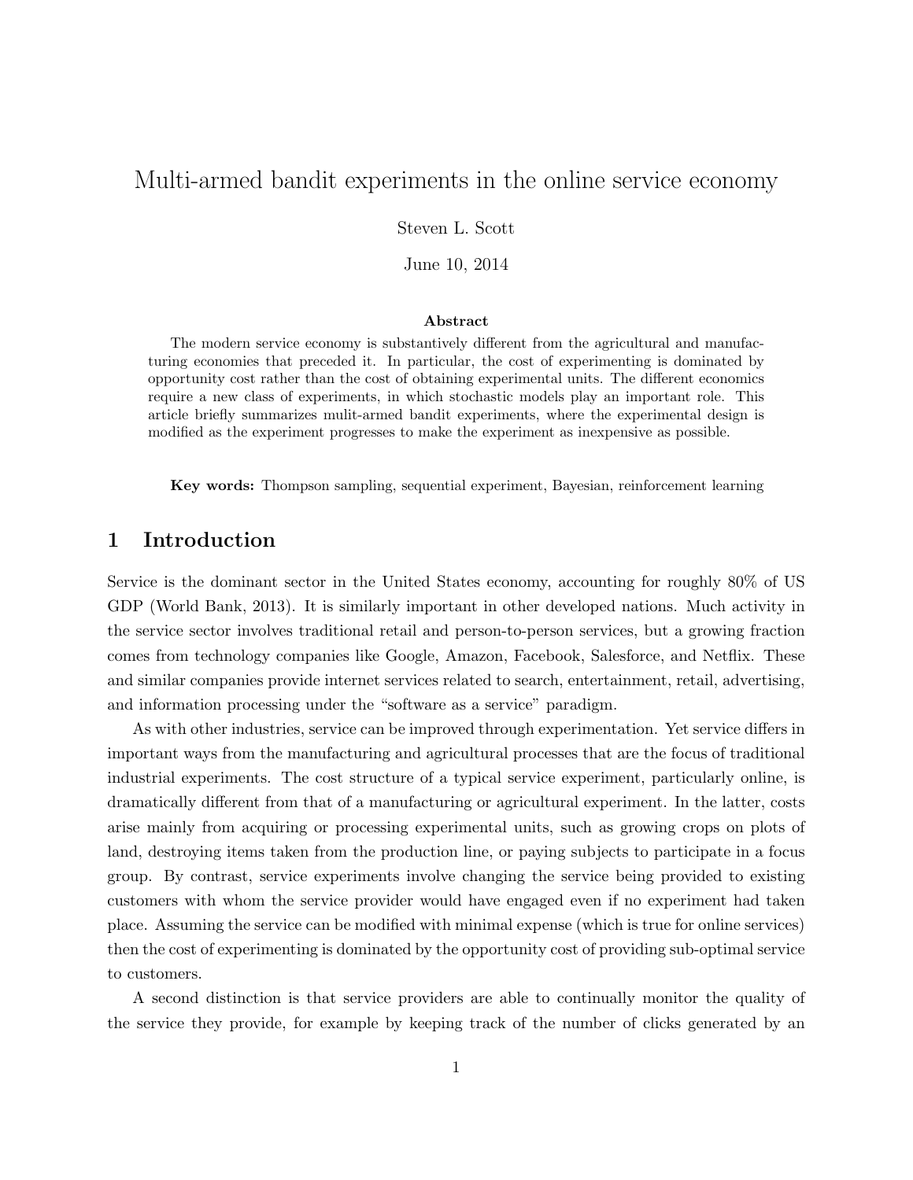# Multi-armed bandit experiments in the online service economy

Steven L. Scott

June 10, 2014

### Abstract

The modern service economy is substantively different from the agricultural and manufacturing economies that preceded it. In particular, the cost of experimenting is dominated by opportunity cost rather than the cost of obtaining experimental units. The different economics require a new class of experiments, in which stochastic models play an important role. This article briefly summarizes mulit-armed bandit experiments, where the experimental design is modified as the experiment progresses to make the experiment as inexpensive as possible.

**Key words:** Thompson sampling, sequential experiment, Bayesian, reinforcement learning

## 1 Introduction

Service is the dominant sector in the United States economy, accounting for roughly 80% of US GDP (World Bank, 2013). It is similarly important in other developed nations. Much activity in the service sector involves traditional retail and person-to-person services, but a growing fraction comes from technology companies like Google, Amazon, Facebook, Salesforce, and Netflix. These and similar companies provide internet services related to search, entertainment, retail, advertising, and information processing under the "software as a service" paradigm.

As with other industries, service can be improved through experimentation. Yet service differs in important ways from the manufacturing and agricultural processes that are the focus of traditional industrial experiments. The cost structure of a typical service experiment, particularly online, is dramatically different from that of a manufacturing or agricultural experiment. In the latter, costs arise mainly from acquiring or processing experimental units, such as growing crops on plots of land, destroying items taken from the production line, or paying subjects to participate in a focus group. By contrast, service experiments involve changing the service being provided to existing customers with whom the service provider would have engaged even if no experiment had taken place. Assuming the service can be modified with minimal expense (which is true for online services) then the cost of experimenting is dominated by the opportunity cost of providing sub-optimal service to customers.

A second distinction is that service providers are able to continually monitor the quality of the service they provide, for example by keeping track of the number of clicks generated by an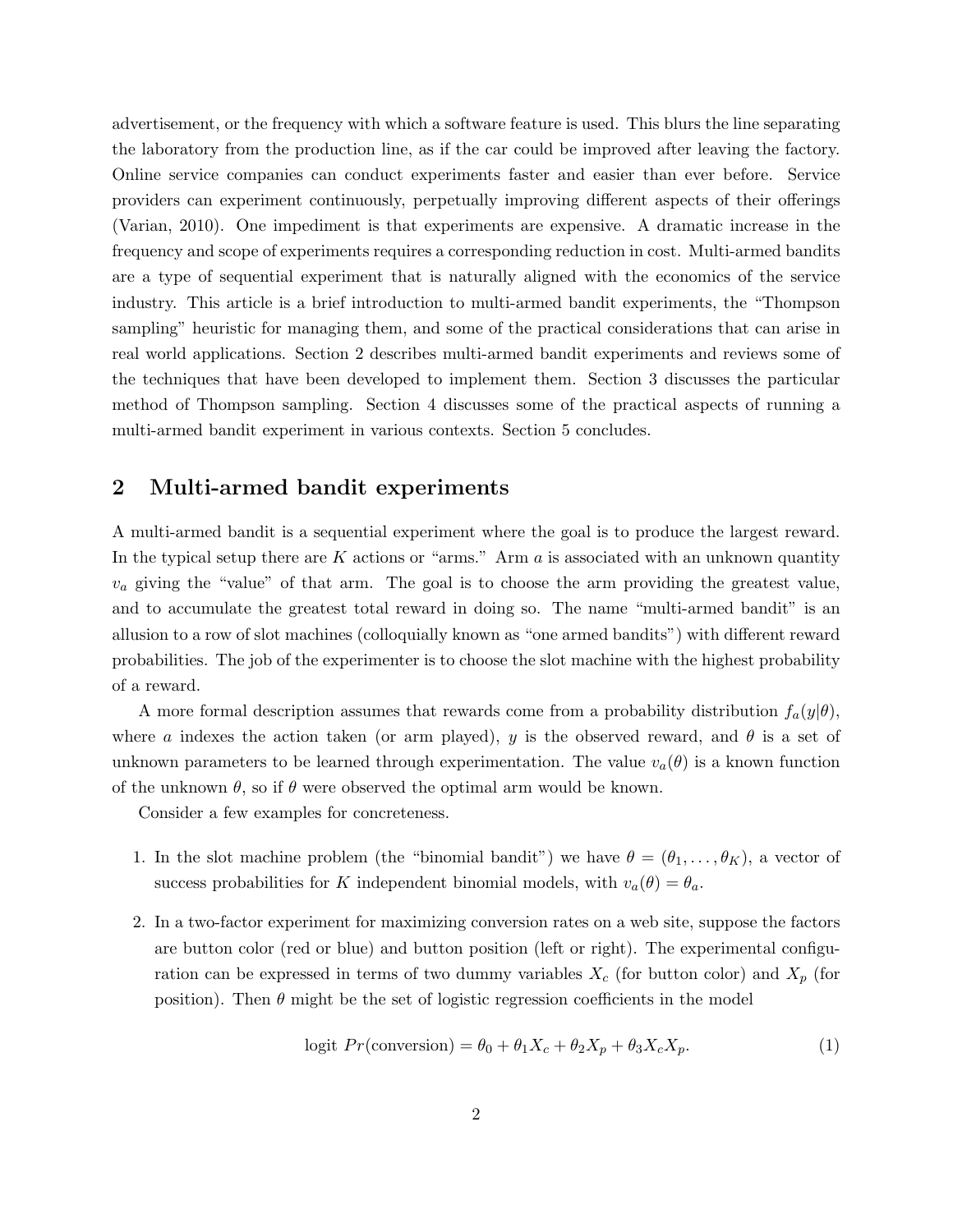advertisement, or the frequency with which a software feature is used. This blurs the line separating the laboratory from the production line, as if the car could be improved after leaving the factory. Online service companies can conduct experiments faster and easier than ever before. Service providers can experiment continuously, perpetually improving different aspects of their offerings (Varian, 2010). One impediment is that experiments are expensive. A dramatic increase in the frequency and scope of experiments requires a corresponding reduction in cost. Multi-armed bandits are a type of sequential experiment that is naturally aligned with the economics of the service industry. This article is a brief introduction to multi-armed bandit experiments, the "Thompson sampling" heuristic for managing them, and some of the practical considerations that can arise in real world applications. Section 2 describes multi-armed bandit experiments and reviews some of the techniques that have been developed to implement them. Section 3 discusses the particular method of Thompson sampling. Section 4 discusses some of the practical aspects of running a multi-armed bandit experiment in various contexts. Section 5 concludes.

## 2 Multi-armed bandit experiments

A multi-armed bandit is a sequential experiment where the goal is to produce the largest reward. In the typical setup there are $K$ actions or "arms." Arm $a$ is associated with an unknown quantity $v_a$ giving the "value" of that arm. The goal is to choose the arm providing the greatest value, and to accumulate the greatest total reward in doing so. The name "multi-armed bandit" is an allusion to a row of slot machines (colloquially known as "one armed bandits") with different reward probabilities. The job of the experimenter is to choose the slot machine with the highest probability of a reward.

A more formal description assumes that rewards come from a probability distribution $f_a(y|\theta)$, where $a$ indexes the action taken (or arm played), $y$ is the observed reward, and $\theta$ is a set of unknown parameters to be learned through experimentation. The value $v_a(\theta)$ is a known function of the unknown $\theta$, so if $\theta$ were observed the optimal arm would be known.

Consider a few examples for concreteness.

1. In the slot machine problem (the "binomial bandit") we have $\theta = (\theta_1, \ldots, \theta_K)$, a vector of success probabilities for $K$ independent binomial models, with $v_a(\theta) = \theta_a$.

2. In a two-factor experiment for maximizing conversion rates on a web site, suppose the factors are button color (red or blue) and button position (left or right). The experimental configuration can be expressed in terms of two dummy variables $X_c$ (for button color) and $X_p$ (for position). Then $\theta$ might be the set of logistic regression coefficients in the model

$$\text{logit } Pr(\text{conversion}) = \theta_0 + \theta_1 X_c + \theta_2 X_p + \theta_3 X_c X_p. \tag{1}$$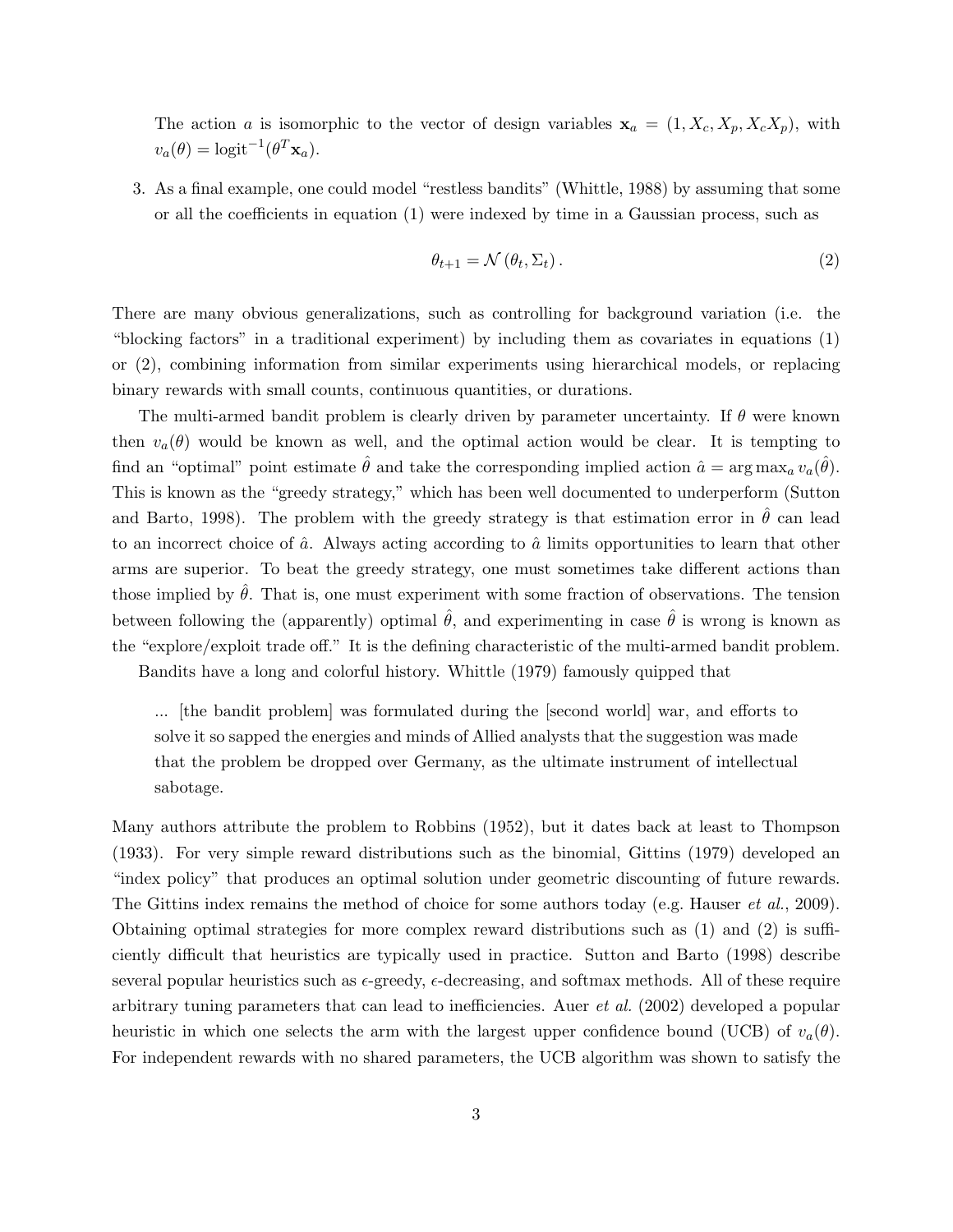The action $a$ is isomorphic to the vector of design variables $\mathbf{x}_a = (1, X_c, X_p, X_c X_p)$, with $v_a(\theta) = \text{logit}^{-1}(\theta^T \mathbf{x}_a)$.

3. As a final example, one could model "restless bandits" (Whittle, 1988) by assuming that some or all the coefficients in equation (1) were indexed by time in a Gaussian process, such as

$$\theta_{t+1} = \mathcal{N}(\theta_t, \Sigma_t). \tag{2}$$

There are many obvious generalizations, such as controlling for background variation (i.e. the "blocking factors" in a traditional experiment) by including them as covariates in equations (1) or (2), combining information from similar experiments using hierarchical models, or replacing binary rewards with small counts, continuous quantities, or durations.

The multi-armed bandit problem is clearly driven by parameter uncertainty. If $\theta$ were known then $v_a(\theta)$ would be known as well, and the optimal action would be clear. It is tempting to find an "optimal" point estimate $\hat{\theta}$ and take the corresponding implied action $\hat{a} = \arg\max_a v_a(\hat{\theta})$. This is known as the "greedy strategy," which has been well documented to underperform (Sutton and Barto, 1998). The problem with the greedy strategy is that estimation error in $\hat{\theta}$ can lead to an incorrect choice of $\hat{a}$. Always acting according to $\hat{a}$ limits opportunities to learn that other arms are superior. To beat the greedy strategy, one must sometimes take different actions than those implied by $\hat{\theta}$. That is, one must experiment with some fraction of observations. The tension between following the (apparently) optimal $\hat{\theta}$, and experimenting in case $\hat{\theta}$ is wrong is known as the "explore/exploit trade off." It is the defining characteristic of the multi-armed bandit problem.

Bandits have a long and colorful history. Whittle (1979) famously quipped that

> ... [the bandit problem] was formulated during the [second world] war, and efforts to solve it so sapped the energies and minds of Allied analysts that the suggestion was made that the problem be dropped over Germany, as the ultimate instrument of intellectual sabotage.

Many authors attribute the problem to Robbins (1952), but it dates back at least to Thompson (1933). For very simple reward distributions such as the binomial, Gittins (1979) developed an "index policy" that produces an optimal solution under geometric discounting of future rewards. The Gittins index remains the method of choice for some authors today (e.g. Hauser *et al.*, 2009). Obtaining optimal strategies for more complex reward distributions such as (1) and (2) is sufficiently difficult that heuristics are typically used in practice. Sutton and Barto (1998) describe several popular heuristics such as $\epsilon$-greedy, $\epsilon$-decreasing, and softmax methods. All of these require arbitrary tuning parameters that can lead to inefficiencies. Auer *et al.* (2002) developed a popular heuristic in which one selects the arm with the largest upper confidence bound (UCB) of $v_a(\theta)$. For independent rewards with no shared parameters, the UCB algorithm was shown to satisfy the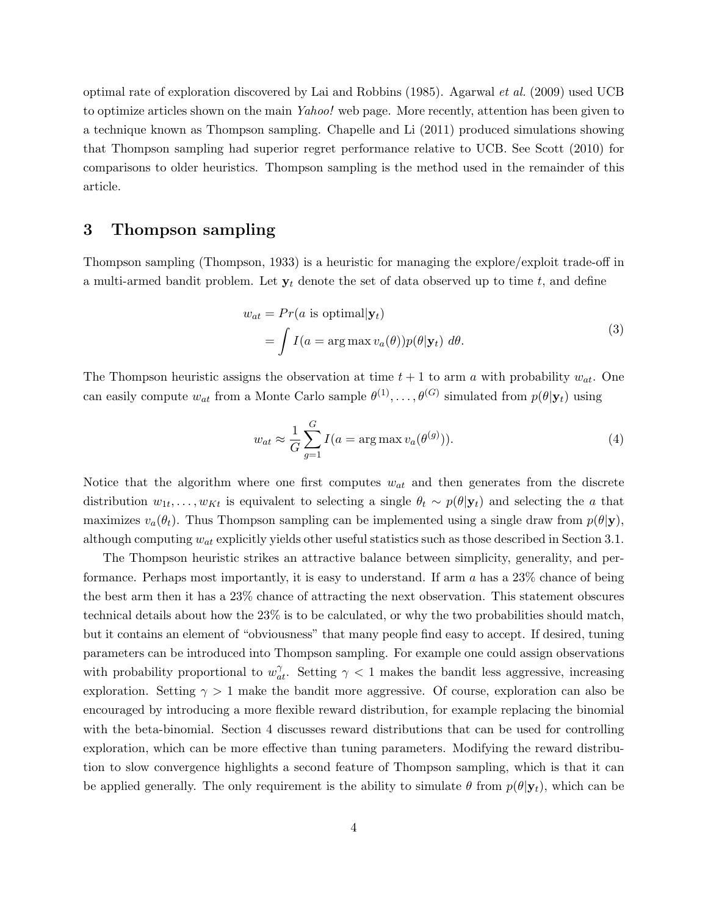optimal rate of exploration discovered by Lai and Robbins (1985). Agarwal *et al.* (2009) used UCB to optimize articles shown on the main *Yahoo!* web page. More recently, attention has been given to a technique known as Thompson sampling. Chapelle and Li (2011) produced simulations showing that Thompson sampling had superior regret performance relative to UCB. See Scott (2010) for comparisons to older heuristics. Thompson sampling is the method used in the remainder of this article.

## 3 Thompson sampling

Thompson sampling (Thompson, 1933) is a heuristic for managing the explore/exploit trade-off in a multi-armed bandit problem. Let $\mathbf{y}_t$ denote the set of data observed up to time $t$, and define

$$
\begin{aligned}
w_{at} &= Pr(a \text{ is optimal}|\mathbf{y}_t) \\
&= \int I(a = \arg\max v_a(\theta)) p(\theta|\mathbf{y}_t)\, d\theta.
\end{aligned}
\tag{3}
$$

The Thompson heuristic assigns the observation at time $t+1$ to arm $a$ with probability $w_{at}$. One can easily compute $w_{at}$ from a Monte Carlo sample $\theta^{(1)}, \ldots, \theta^{(G)}$ simulated from $p(\theta|\mathbf{y}_t)$ using

$$
w_{at} \approx \frac{1}{G} \sum_{g=1}^{G} I(a = \arg\max v_a(\theta^{(g)})).
\tag{4}
$$

Notice that the algorithm where one first computes $w_{at}$ and then generates from the discrete distribution $w_{1t}, \ldots, w_{Kt}$ is equivalent to selecting a single $\theta_t \sim p(\theta|\mathbf{y}_t)$ and selecting the $a$ that maximizes $v_a(\theta_t)$. Thus Thompson sampling can be implemented using a single draw from $p(\theta|\mathbf{y})$, although computing $w_{at}$ explicitly yields other useful statistics such as those described in Section 3.1.

The Thompson heuristic strikes an attractive balance between simplicity, generality, and performance. Perhaps most importantly, it is easy to understand. If arm $a$ has a 23% chance of being the best arm then it has a 23% chance of attracting the next observation. This statement obscures technical details about how the 23% is to be calculated, or why the two probabilities should match, but it contains an element of "obviousness" that many people find easy to accept. If desired, tuning parameters can be introduced into Thompson sampling. For example one could assign observations with probability proportional to $w_{at}^{\gamma}$. Setting $\gamma < 1$ makes the bandit less aggressive, increasing exploration. Setting $\gamma > 1$ make the bandit more aggressive. Of course, exploration can also be encouraged by introducing a more flexible reward distribution, for example replacing the binomial with the beta-binomial. Section 4 discusses reward distributions that can be used for controlling exploration, which can be more effective than tuning parameters. Modifying the reward distribution to slow convergence highlights a second feature of Thompson sampling, which is that it can be applied generally. The only requirement is the ability to simulate $\theta$ from $p(\theta|\mathbf{y}_t)$, which can be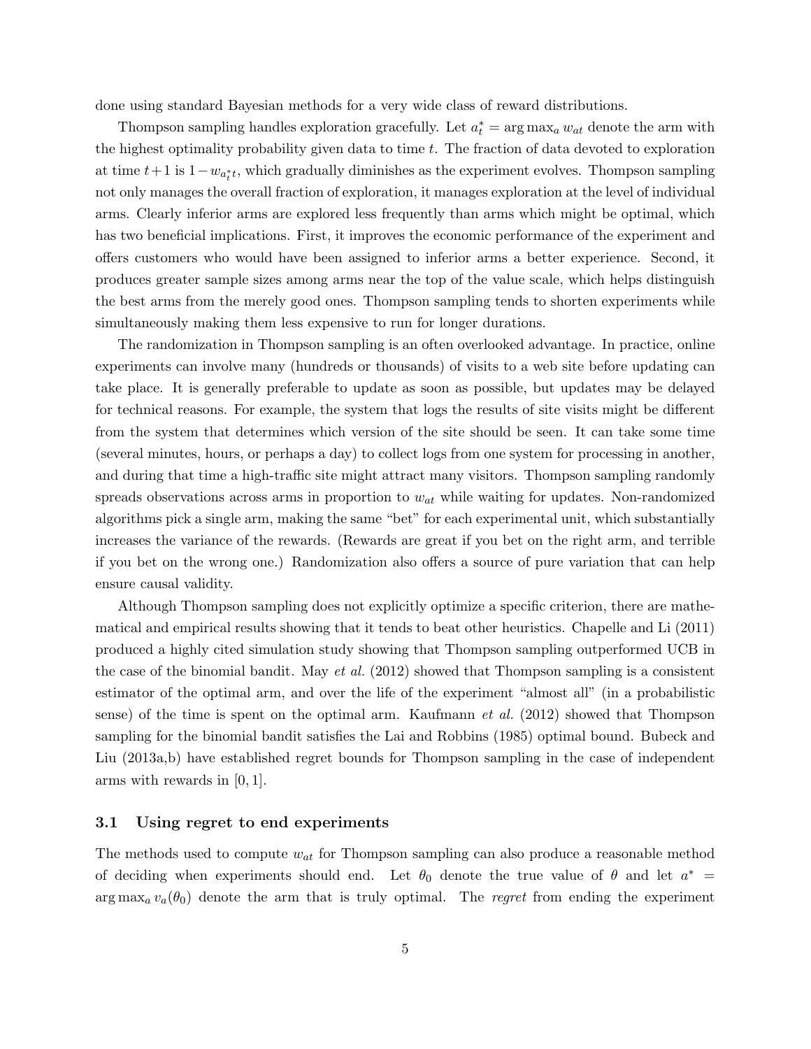done using standard Bayesian methods for a very wide class of reward distributions.

Thompson sampling handles exploration gracefully. Let $a_t^* = \arg\max_a w_{at}$ denote the arm with the highest optimality probability given data to time $t$. The fraction of data devoted to exploration at time $t+1$ is $1 - w_{a_t^* t}$, which gradually diminishes as the experiment evolves. Thompson sampling not only manages the overall fraction of exploration, it manages exploration at the level of individual arms. Clearly inferior arms are explored less frequently than arms which might be optimal, which has two beneficial implications. First, it improves the economic performance of the experiment and offers customers who would have been assigned to inferior arms a better experience. Second, it produces greater sample sizes among arms near the top of the value scale, which helps distinguish the best arms from the merely good ones. Thompson sampling tends to shorten experiments while simultaneously making them less expensive to run for longer durations.

The randomization in Thompson sampling is an often overlooked advantage. In practice, online experiments can involve many (hundreds or thousands) of visits to a web site before updating can take place. It is generally preferable to update as soon as possible, but updates may be delayed for technical reasons. For example, the system that logs the results of site visits might be different from the system that determines which version of the site should be seen. It can take some time (several minutes, hours, or perhaps a day) to collect logs from one system for processing in another, and during that time a high-traffic site might attract many visitors. Thompson sampling randomly spreads observations across arms in proportion to $w_{at}$ while waiting for updates. Non-randomized algorithms pick a single arm, making the same "bet" for each experimental unit, which substantially increases the variance of the rewards. (Rewards are great if you bet on the right arm, and terrible if you bet on the wrong one.) Randomization also offers a source of pure variation that can help ensure causal validity.

Although Thompson sampling does not explicitly optimize a specific criterion, there are mathematical and empirical results showing that it tends to beat other heuristics. Chapelle and Li (2011) produced a highly cited simulation study showing that Thompson sampling outperformed UCB in the case of the binomial bandit. May *et al.* (2012) showed that Thompson sampling is a consistent estimator of the optimal arm, and over the life of the experiment "almost all" (in a probabilistic sense) of the time is spent on the optimal arm. Kaufmann *et al.* (2012) showed that Thompson sampling for the binomial bandit satisfies the Lai and Robbins (1985) optimal bound. Bubeck and Liu (2013a,b) have established regret bounds for Thompson sampling in the case of independent arms with rewards in $[0, 1]$.

### 3.1 Using regret to end experiments

The methods used to compute $w_{at}$ for Thompson sampling can also produce a reasonable method of deciding when experiments should end. Let $\theta_0$ denote the true value of $\theta$ and let $a^* = \arg\max_a v_a(\theta_0)$ denote the arm that is truly optimal. The *regret* from ending the experiment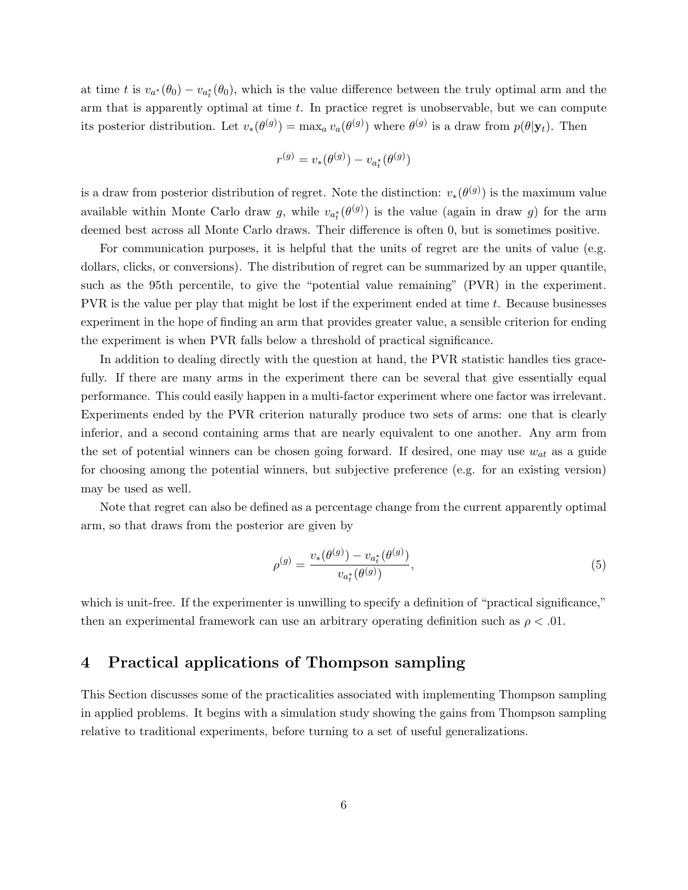at time $t$ is $v_{a^*}(\theta_0) - v_{a_t^*}(\theta_0)$, which is the value difference between the truly optimal arm and the arm that is apparently optimal at time $t$. In practice regret is unobservable, but we can compute its posterior distribution. Let $v_*(\theta^{(g)}) = \max_a v_a(\theta^{(g)})$ where $\theta^{(g)}$ is a draw from $p(\theta|\mathbf{y}_t)$. Then

$$r^{(g)} = v_*(\theta^{(g)}) - v_{a_t^*}(\theta^{(g)})$$

is a draw from posterior distribution of regret. Note the distinction: $v_*(\theta^{(g)})$ is the maximum value available within Monte Carlo draw $g$, while $v_{a_t^*}(\theta^{(g)})$ is the value (again in draw $g$) for the arm deemed best across all Monte Carlo draws. Their difference is often 0, but is sometimes positive.

For communication purposes, it is helpful that the units of regret are the units of value (e.g. dollars, clicks, or conversions). The distribution of regret can be summarized by an upper quantile, such as the 95th percentile, to give the "potential value remaining" (PVR) in the experiment. PVR is the value per play that might be lost if the experiment ended at time $t$. Because businesses experiment in the hope of finding an arm that provides greater value, a sensible criterion for ending the experiment is when PVR falls below a threshold of practical significance.

In addition to dealing directly with the question at hand, the PVR statistic handles ties gracefully. If there are many arms in the experiment there can be several that give essentially equal performance. This could easily happen in a multi-factor experiment where one factor was irrelevant. Experiments ended by the PVR criterion naturally produce two sets of arms: one that is clearly inferior, and a second containing arms that are nearly equivalent to one another. Any arm from the set of potential winners can be chosen going forward. If desired, one may use $w_{at}$ as a guide for choosing among the potential winners, but subjective preference (e.g. for an existing version) may be used as well.

Note that regret can also be defined as a percentage change from the current apparently optimal arm, so that draws from the posterior are given by

$$\rho^{(g)} = \frac{v_*(\theta^{(g)}) - v_{a_t^*}(\theta^{(g)})}{v_{a_t^*}(\theta^{(g)})}, \tag{5}$$

which is unit-free. If the experimenter is unwilling to specify a definition of "practical significance," then an experimental framework can use an arbitrary operating definition such as $\rho < .01$.

## 4 Practical applications of Thompson sampling

This Section discusses some of the practicalities associated with implementing Thompson sampling in applied problems. It begins with a simulation study showing the gains from Thompson sampling relative to traditional experiments, before turning to a set of useful generalizations.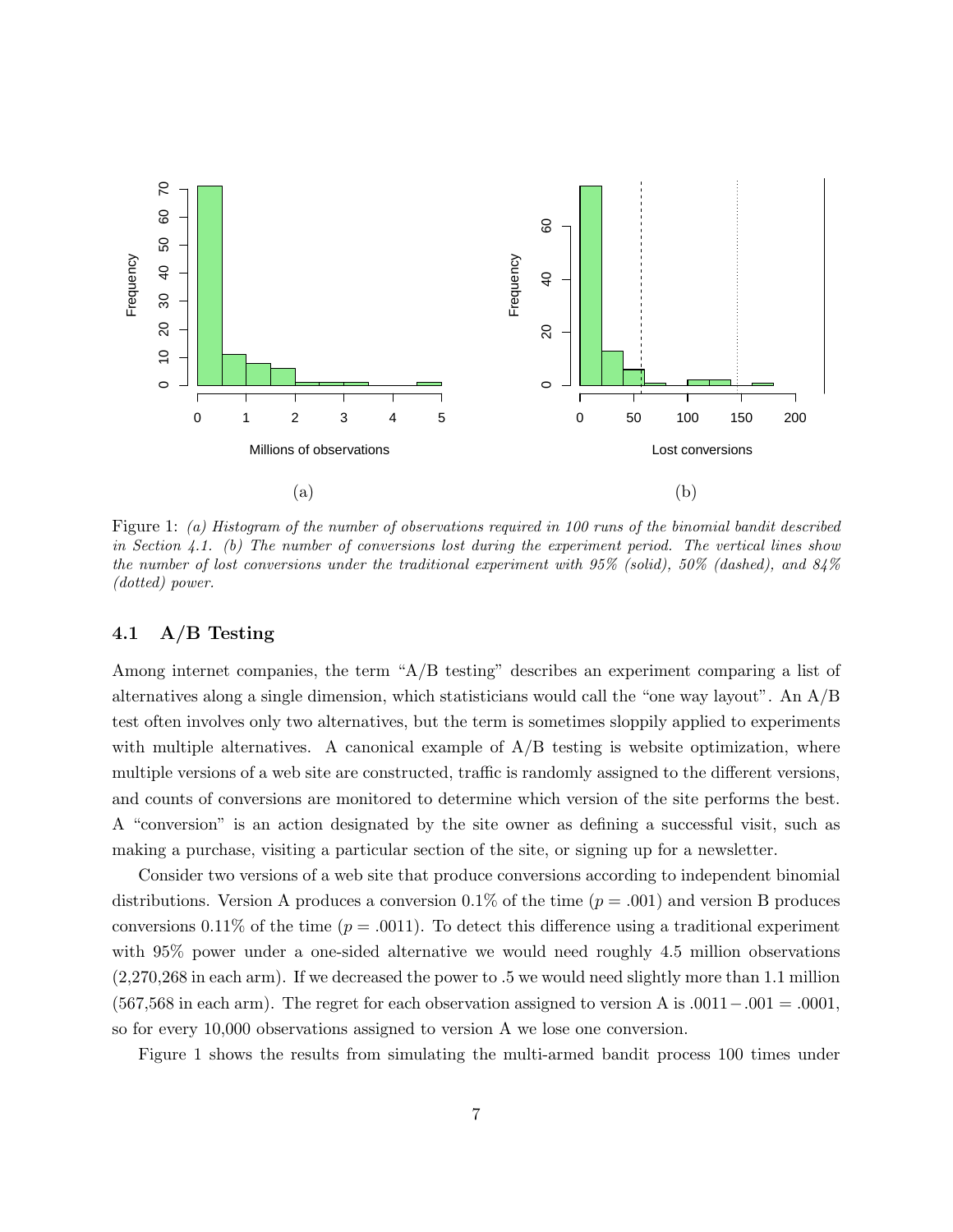Figure 1: *(a) Histogram of the number of observations required in 100 runs of the binomial bandit described in Section 4.1. (b) The number of conversions lost during the experiment period. The vertical lines show the number of lost conversions under the traditional experiment with 95% (solid), 50% (dashed), and 84% (dotted) power.*

### 4.1 A/B Testing

Among internet companies, the term "A/B testing" describes an experiment comparing a list of alternatives along a single dimension, which statisticians would call the "one way layout". An A/B test often involves only two alternatives, but the term is sometimes sloppily applied to experiments with multiple alternatives. A canonical example of A/B testing is website optimization, where multiple versions of a web site are constructed, traffic is randomly assigned to the different versions, and counts of conversions are monitored to determine which version of the site performs the best. A "conversion" is an action designated by the site owner as defining a successful visit, such as making a purchase, visiting a particular section of the site, or signing up for a newsletter.

Consider two versions of a web site that produce conversions according to independent binomial distributions. Version A produces a conversion 0.1% of the time ($p = .001$) and version B produces conversions 0.11% of the time ($p = .0011$). To detect this difference using a traditional experiment with 95% power under a one-sided alternative we would need roughly 4.5 million observations (2,270,268 in each arm). If we decreased the power to .5 we would need slightly more than 1.1 million (567,568 in each arm). The regret for each observation assigned to version A is $.0011 - .001 = .0001$, so for every 10,000 observations assigned to version A we lose one conversion.

Figure 1 shows the results from simulating the multi-armed bandit process 100 times under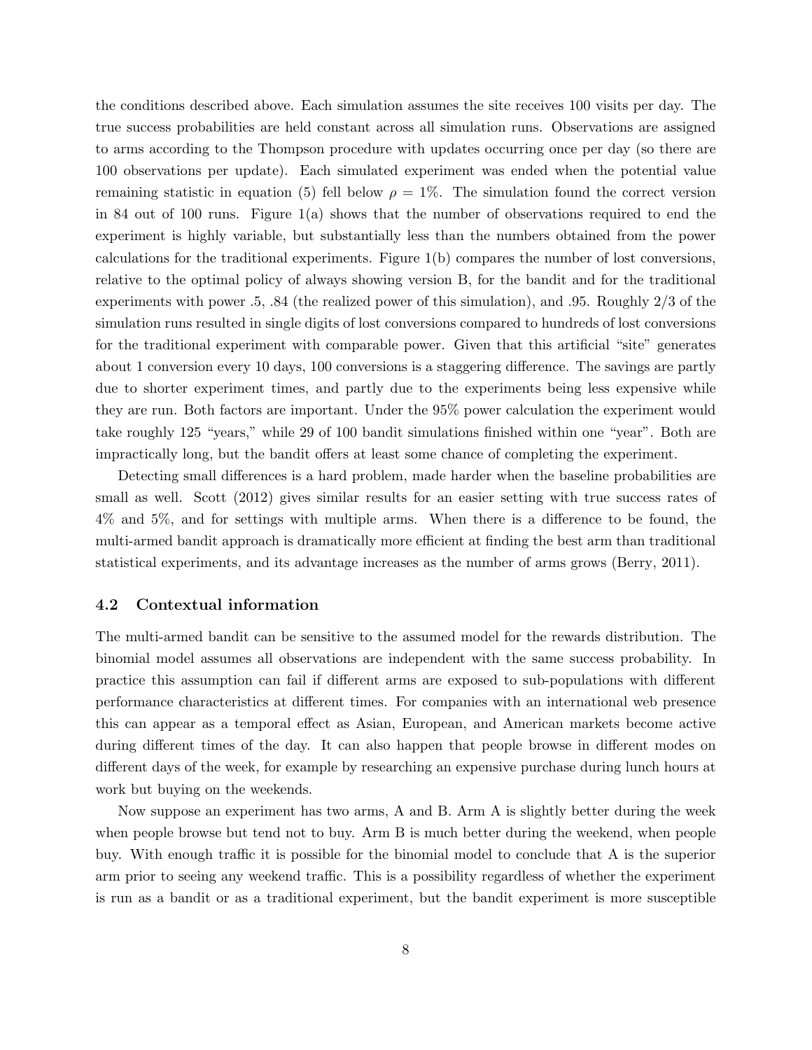the conditions described above. Each simulation assumes the site receives 100 visits per day. The true success probabilities are held constant across all simulation runs. Observations are assigned to arms according to the Thompson procedure with updates occurring once per day (so there are 100 observations per update). Each simulated experiment was ended when the potential value remaining statistic in equation (5) fell below $\rho = 1\%$. The simulation found the correct version in 84 out of 100 runs. Figure 1(a) shows that the number of observations required to end the experiment is highly variable, but substantially less than the numbers obtained from the power calculations for the traditional experiments. Figure 1(b) compares the number of lost conversions, relative to the optimal policy of always showing version B, for the bandit and for the traditional experiments with power .5, .84 (the realized power of this simulation), and .95. Roughly 2/3 of the simulation runs resulted in single digits of lost conversions compared to hundreds of lost conversions for the traditional experiment with comparable power. Given that this artificial "site" generates about 1 conversion every 10 days, 100 conversions is a staggering difference. The savings are partly due to shorter experiment times, and partly due to the experiments being less expensive while they are run. Both factors are important. Under the 95% power calculation the experiment would take roughly 125 "years," while 29 of 100 bandit simulations finished within one "year". Both are impractically long, but the bandit offers at least some chance of completing the experiment.

Detecting small differences is a hard problem, made harder when the baseline probabilities are small as well. Scott (2012) gives similar results for an easier setting with true success rates of 4% and 5%, and for settings with multiple arms. When there is a difference to be found, the multi-armed bandit approach is dramatically more efficient at finding the best arm than traditional statistical experiments, and its advantage increases as the number of arms grows (Berry, 2011).

### 4.2 Contextual information

The multi-armed bandit can be sensitive to the assumed model for the rewards distribution. The binomial model assumes all observations are independent with the same success probability. In practice this assumption can fail if different arms are exposed to sub-populations with different performance characteristics at different times. For companies with an international web presence this can appear as a temporal effect as Asian, European, and American markets become active during different times of the day. It can also happen that people browse in different modes on different days of the week, for example by researching an expensive purchase during lunch hours at work but buying on the weekends.

Now suppose an experiment has two arms, A and B. Arm A is slightly better during the week when people browse but tend not to buy. Arm B is much better during the weekend, when people buy. With enough traffic it is possible for the binomial model to conclude that A is the superior arm prior to seeing any weekend traffic. This is a possibility regardless of whether the experiment is run as a bandit or as a traditional experiment, but the bandit experiment is more susceptible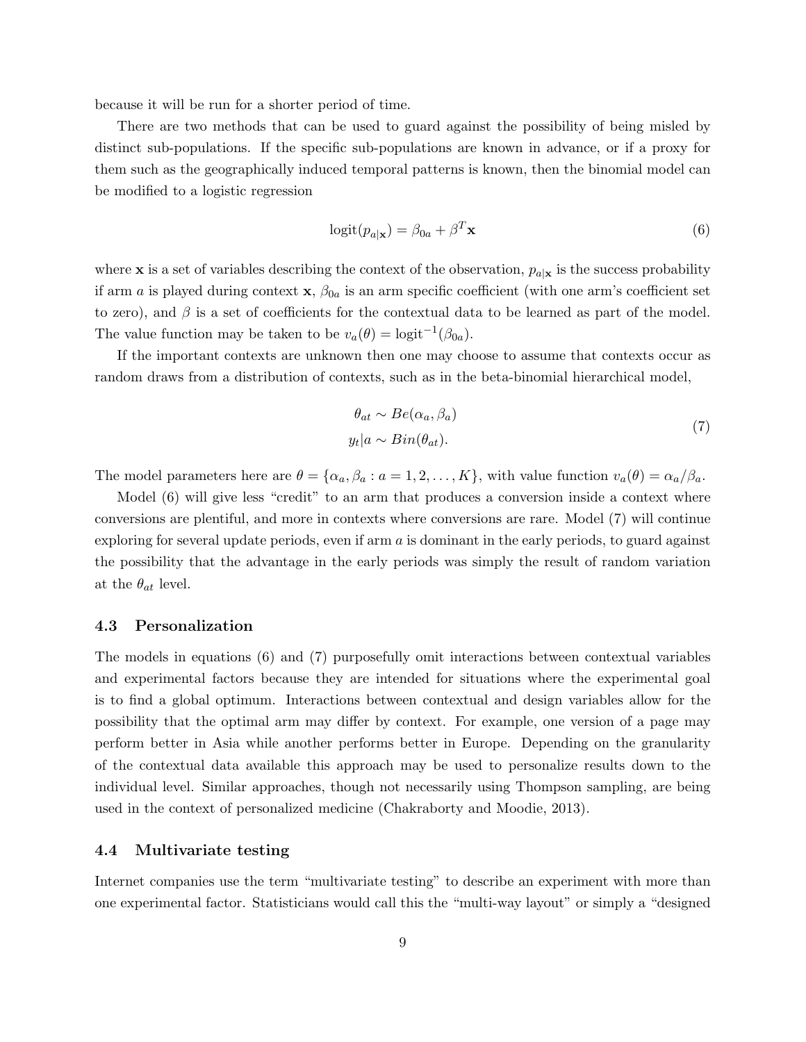because it will be run for a shorter period of time.

There are two methods that can be used to guard against the possibility of being misled by distinct sub-populations. If the specific sub-populations are known in advance, or if a proxy for them such as the geographically induced temporal patterns is known, then the binomial model can be modified to a logistic regression

$$\text{logit}(p_{a|\mathbf{x}}) = \beta_{0a} + \beta^T \mathbf{x} \tag{6}$$

where $\mathbf{x}$ is a set of variables describing the context of the observation, $p_{a|\mathbf{x}}$ is the success probability if arm $a$ is played during context $\mathbf{x}$, $\beta_{0a}$ is an arm specific coefficient (with one arm's coefficient set to zero), and $\beta$ is a set of coefficients for the contextual data to be learned as part of the model. The value function may be taken to be $v_a(\theta) = \text{logit}^{-1}(\beta_{0a})$.

If the important contexts are unknown then one may choose to assume that contexts occur as random draws from a distribution of contexts, such as in the beta-binomial hierarchical model,

$$\begin{aligned} \theta_{at} &\sim Be(\alpha_a, \beta_a) \\ y_t | a &\sim Bin(\theta_{at}). \end{aligned} \tag{7}$$

The model parameters here are $\theta = \{\alpha_a, \beta_a : a = 1, 2, \ldots, K\}$, with value function $v_a(\theta) = \alpha_a/\beta_a$.

Model (6) will give less "credit" to an arm that produces a conversion inside a context where conversions are plentiful, and more in contexts where conversions are rare. Model (7) will continue exploring for several update periods, even if arm $a$ is dominant in the early periods, to guard against the possibility that the advantage in the early periods was simply the result of random variation at the $\theta_{at}$ level.

### 4.3 Personalization

The models in equations (6) and (7) purposefully omit interactions between contextual variables and experimental factors because they are intended for situations where the experimental goal is to find a global optimum. Interactions between contextual and design variables allow for the possibility that the optimal arm may differ by context. For example, one version of a page may perform better in Asia while another performs better in Europe. Depending on the granularity of the contextual data available this approach may be used to personalize results down to the individual level. Similar approaches, though not necessarily using Thompson sampling, are being used in the context of personalized medicine (Chakraborty and Moodie, 2013).

### 4.4 Multivariate testing

Internet companies use the term "multivariate testing" to describe an experiment with more than one experimental factor. Statisticians would call this the "multi-way layout" or simply a "designed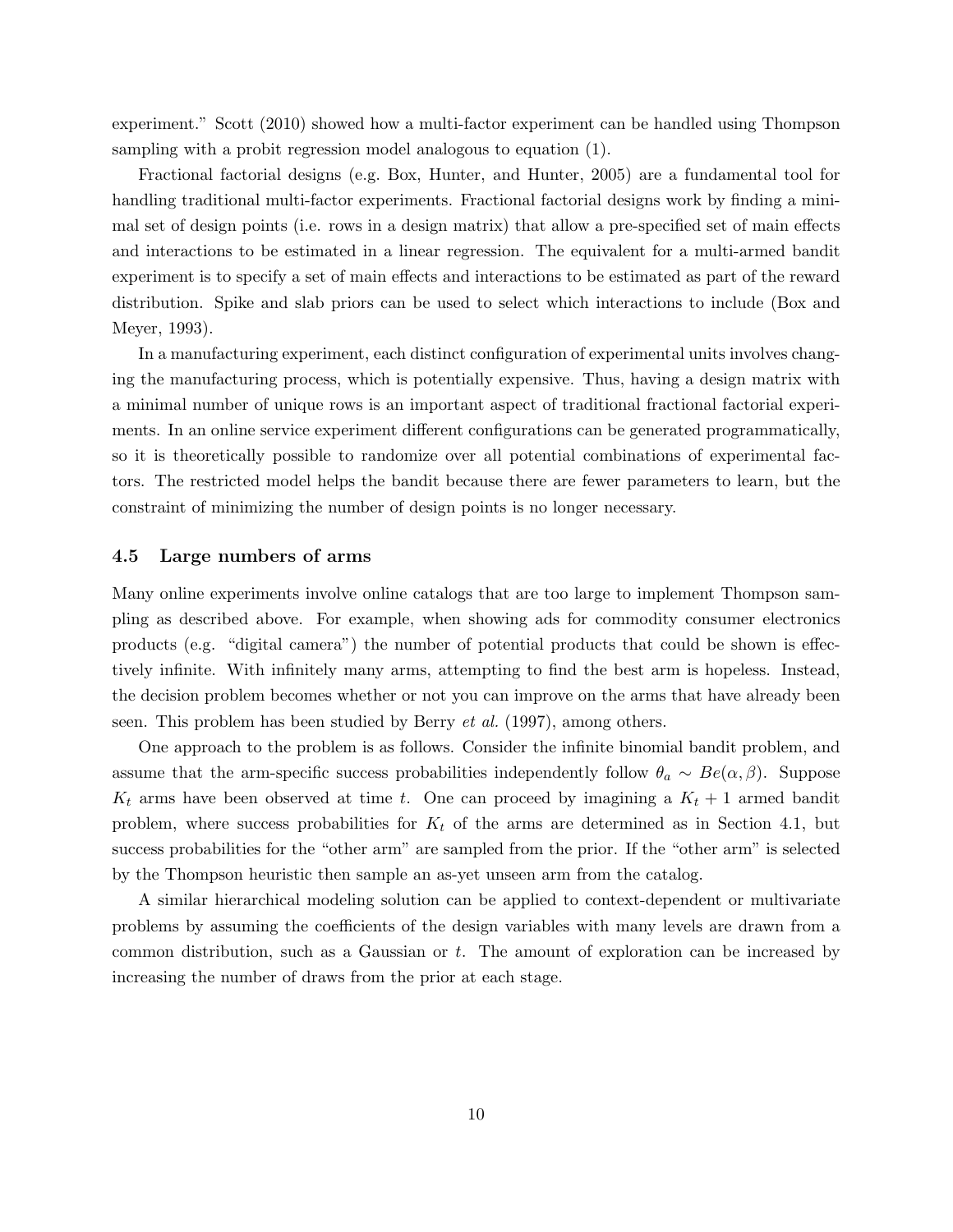experiment." Scott (2010) showed how a multi-factor experiment can be handled using Thompson sampling with a probit regression model analogous to equation (1).

Fractional factorial designs (e.g. Box, Hunter, and Hunter, 2005) are a fundamental tool for handling traditional multi-factor experiments. Fractional factorial designs work by finding a minimal set of design points (i.e. rows in a design matrix) that allow a pre-specified set of main effects and interactions to be estimated in a linear regression. The equivalent for a multi-armed bandit experiment is to specify a set of main effects and interactions to be estimated as part of the reward distribution. Spike and slab priors can be used to select which interactions to include (Box and Meyer, 1993).

In a manufacturing experiment, each distinct configuration of experimental units involves changing the manufacturing process, which is potentially expensive. Thus, having a design matrix with a minimal number of unique rows is an important aspect of traditional fractional factorial experiments. In an online service experiment different configurations can be generated programmatically, so it is theoretically possible to randomize over all potential combinations of experimental factors. The restricted model helps the bandit because there are fewer parameters to learn, but the constraint of minimizing the number of design points is no longer necessary.

### 4.5 Large numbers of arms

Many online experiments involve online catalogs that are too large to implement Thompson sampling as described above. For example, when showing ads for commodity consumer electronics products (e.g. "digital camera") the number of potential products that could be shown is effectively infinite. With infinitely many arms, attempting to find the best arm is hopeless. Instead, the decision problem becomes whether or not you can improve on the arms that have already been seen. This problem has been studied by Berry *et al.* (1997), among others.

One approach to the problem is as follows. Consider the infinite binomial bandit problem, and assume that the arm-specific success probabilities independently follow $\theta_a \sim Be(\alpha, \beta)$. Suppose $K_t$ arms have been observed at time $t$. One can proceed by imagining a $K_t + 1$ armed bandit problem, where success probabilities for $K_t$ of the arms are determined as in Section 4.1, but success probabilities for the "other arm" are sampled from the prior. If the "other arm" is selected by the Thompson heuristic then sample an as-yet unseen arm from the catalog.

A similar hierarchical modeling solution can be applied to context-dependent or multivariate problems by assuming the coefficients of the design variables with many levels are drawn from a common distribution, such as a Gaussian or $t$. The amount of exploration can be increased by increasing the number of draws from the prior at each stage.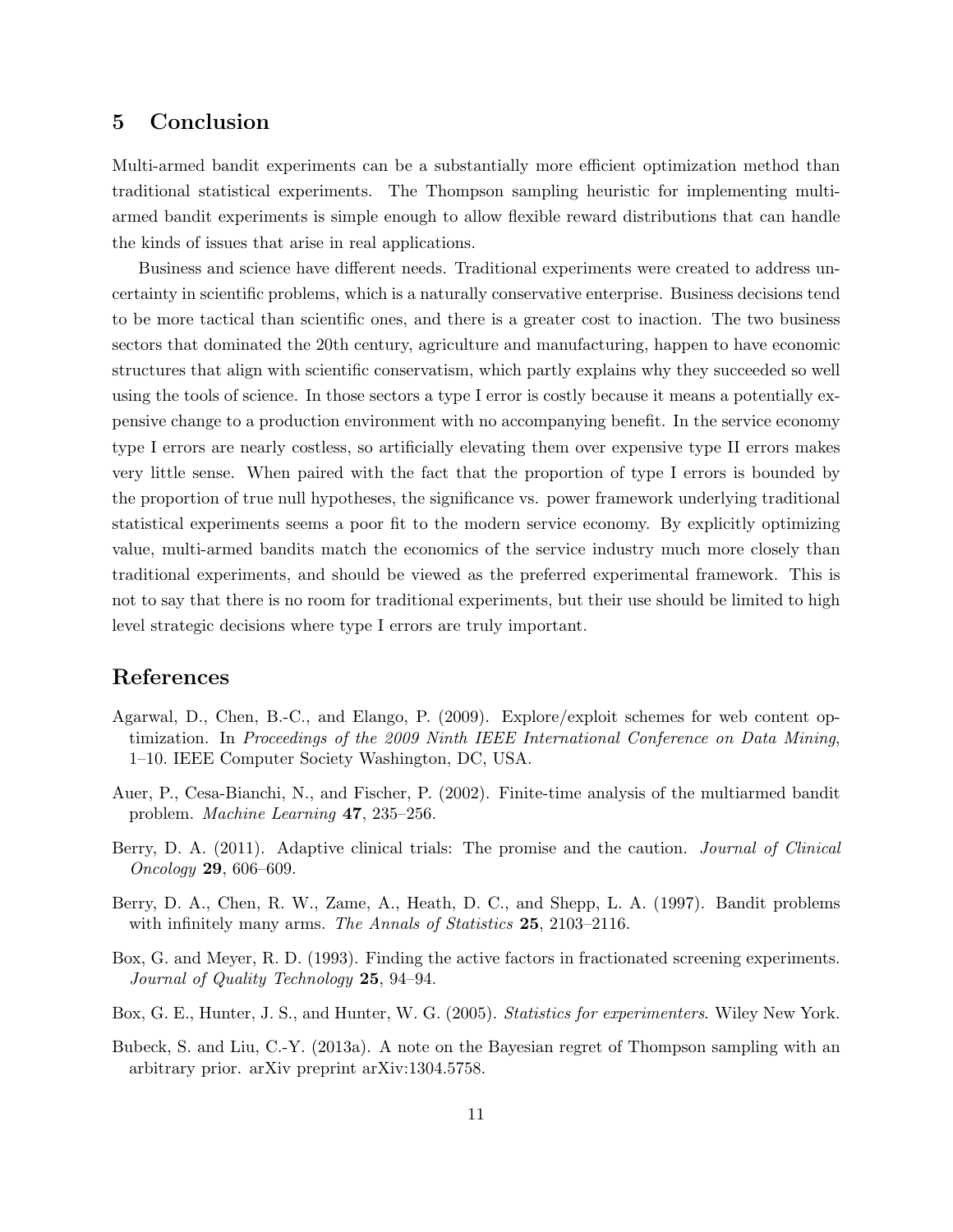## 5 Conclusion

Multi-armed bandit experiments can be a substantially more efficient optimization method than traditional statistical experiments. The Thompson sampling heuristic for implementing multi-armed bandit experiments is simple enough to allow flexible reward distributions that can handle the kinds of issues that arise in real applications.

Business and science have different needs. Traditional experiments were created to address uncertainty in scientific problems, which is a naturally conservative enterprise. Business decisions tend to be more tactical than scientific ones, and there is a greater cost to inaction. The two business sectors that dominated the 20th century, agriculture and manufacturing, happen to have economic structures that align with scientific conservatism, which partly explains why they succeeded so well using the tools of science. In those sectors a type I error is costly because it means a potentially expensive change to a production environment with no accompanying benefit. In the service economy type I errors are nearly costless, so artificially elevating them over expensive type II errors makes very little sense. When paired with the fact that the proportion of type I errors is bounded by the proportion of true null hypotheses, the significance vs. power framework underlying traditional statistical experiments seems a poor fit to the modern service economy. By explicitly optimizing value, multi-armed bandits match the economics of the service industry much more closely than traditional experiments, and should be viewed as the preferred experimental framework. This is not to say that there is no room for traditional experiments, but their use should be limited to high level strategic decisions where type I errors are truly important.

## References

Agarwal, D., Chen, B.-C., and Elango, P. (2009). Explore/exploit schemes for web content optimization. In *Proceedings of the 2009 Ninth IEEE International Conference on Data Mining*, 1–10. IEEE Computer Society Washington, DC, USA.

Auer, P., Cesa-Bianchi, N., and Fischer, P. (2002). Finite-time analysis of the multiarmed bandit problem. *Machine Learning* **47**, 235–256.

Berry, D. A. (2011). Adaptive clinical trials: The promise and the caution. *Journal of Clinical Oncology* **29**, 606–609.

Berry, D. A., Chen, R. W., Zame, A., Heath, D. C., and Shepp, L. A. (1997). Bandit problems with infinitely many arms. *The Annals of Statistics* **25**, 2103–2116.

Box, G. and Meyer, R. D. (1993). Finding the active factors in fractionated screening experiments. *Journal of Quality Technology* **25**, 94–94.

Box, G. E., Hunter, J. S., and Hunter, W. G. (2005). *Statistics for experimenters*. Wiley New York.

Bubeck, S. and Liu, C.-Y. (2013a). A note on the Bayesian regret of Thompson sampling with an arbitrary prior. arXiv preprint arXiv:1304.5758.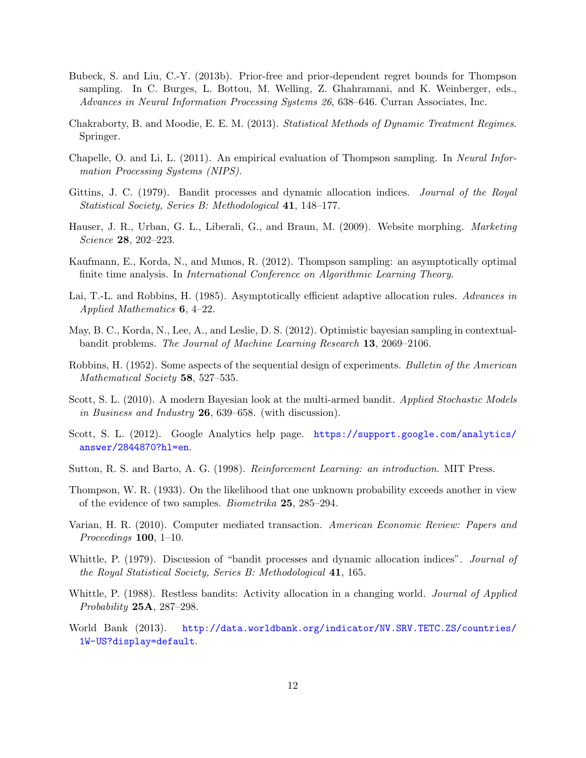Bubeck, S. and Liu, C.-Y. (2013b). Prior-free and prior-dependent regret bounds for Thompson sampling. In C. Burges, L. Bottou, M. Welling, Z. Ghahramani, and K. Weinberger, eds., *Advances in Neural Information Processing Systems 26*, 638–646. Curran Associates, Inc.

Chakraborty, B. and Moodie, E. E. M. (2013). *Statistical Methods of Dynamic Treatment Regimes*. Springer.

Chapelle, O. and Li, L. (2011). An empirical evaluation of Thompson sampling. In *Neural Information Processing Systems (NIPS)*.

Gittins, J. C. (1979). Bandit processes and dynamic allocation indices. *Journal of the Royal Statistical Society, Series B: Methodological* **41**, 148–177.

Hauser, J. R., Urban, G. L., Liberali, G., and Braun, M. (2009). Website morphing. *Marketing Science* **28**, 202–223.

Kaufmann, E., Korda, N., and Munos, R. (2012). Thompson sampling: an asymptotically optimal finite time analysis. In *International Conference on Algorithmic Learning Theory*.

Lai, T.-L. and Robbins, H. (1985). Asymptotically efficient adaptive allocation rules. *Advances in Applied Mathematics* **6**, 4–22.

May, B. C., Korda, N., Lee, A., and Leslie, D. S. (2012). Optimistic bayesian sampling in contextual-bandit problems. *The Journal of Machine Learning Research* **13**, 2069–2106.

Robbins, H. (1952). Some aspects of the sequential design of experiments. *Bulletin of the American Mathematical Society* **58**, 527–535.

Scott, S. L. (2010). A modern Bayesian look at the multi-armed bandit. *Applied Stochastic Models in Business and Industry* **26**, 639–658. (with discussion).

Scott, S. L. (2012). Google Analytics help page. https://support.google.com/analytics/answer/2844870?hl=en.

Sutton, R. S. and Barto, A. G. (1998). *Reinforcement Learning: an introduction.* MIT Press.

Thompson, W. R. (1933). On the likelihood that one unknown probability exceeds another in view of the evidence of two samples. *Biometrika* **25**, 285–294.

Varian, H. R. (2010). Computer mediated transaction. *American Economic Review: Papers and Proceedings* **100**, 1–10.

Whittle, P. (1979). Discussion of "bandit processes and dynamic allocation indices". *Journal of the Royal Statistical Society, Series B: Methodological* **41**, 165.

Whittle, P. (1988). Restless bandits: Activity allocation in a changing world. *Journal of Applied Probability* **25A**, 287–298.

World Bank (2013). http://data.worldbank.org/indicator/NV.SRV.TETC.ZS/countries/1W-US?display=default.